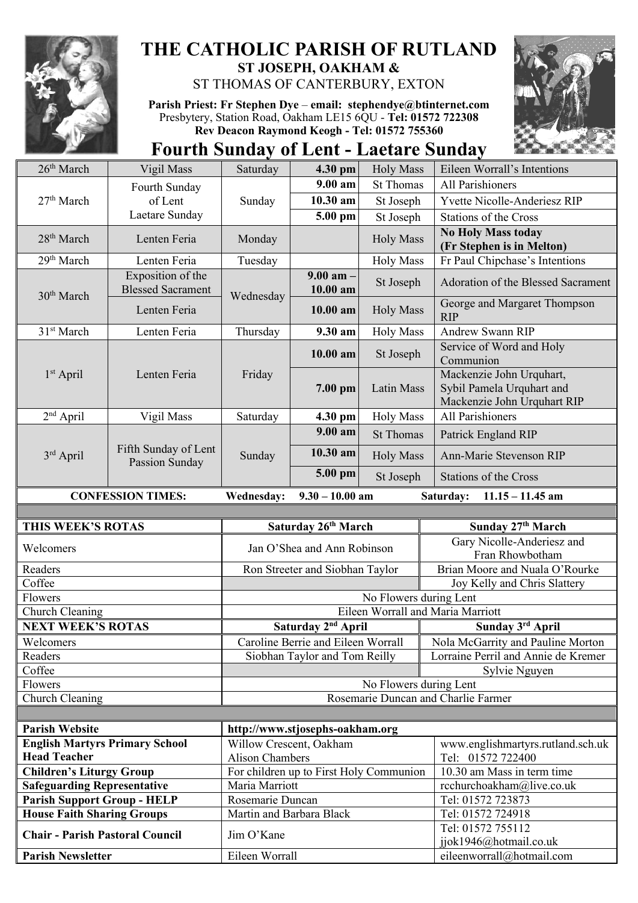# THE CATHOLIC PARISH OF RUTLAND

**ST JOSEPH, OAKHAM &**

ST THOMAS OF CANTERBURY, EXTON

**Parish Priest: Fr Stephen Dye** – **email: stephendye@btinternet.com**
Presbytery, Station Road, Oakham LE15 6QU - **Tel: 01572 722308**
**Rev Deacon Raymond Keogh - Tel: 01572 755360**

## Fourth Sunday of Lent - Laetare Sunday

| Date | Liturgy | Day | Time | Service | Intention |
|---|---|---|---|---|---|
| 26th March | Vigil Mass | Saturday | **4.30 pm** | Holy Mass | Eileen Worrall's Intentions |
| 27th March | Fourth Sunday of Lent Laetare Sunday | Sunday | **9.00 am** | St Thomas | All Parishioners |
| | | | **10.30 am** | St Joseph | Yvette Nicolle-Anderiesz RIP |
| | | | **5.00 pm** | St Joseph | Stations of the Cross |
| 28th March | Lenten Feria | Monday | | Holy Mass | **No Holy Mass today (Fr Stephen is in Melton)** |
| 29th March | Lenten Feria | Tuesday | | Holy Mass | Fr Paul Chipchase's Intentions |
| 30th March | Exposition of the Blessed Sacrament | Wednesday | **9.00 am – 10.00 am** | St Joseph | Adoration of the Blessed Sacrament |
| | Lenten Feria | | **10.00 am** | Holy Mass | George and Margaret Thompson RIP |
| 31st March | Lenten Feria | Thursday | **9.30 am** | Holy Mass | Andrew Swann RIP |
| 1st April | Lenten Feria | Friday | **10.00 am** | St Joseph | Service of Word and Holy Communion |
| | | | **7.00 pm** | Latin Mass | Mackenzie John Urquhart, Sybil Pamela Urquhart and Mackenzie John Urquhart RIP |
| 2nd April | Vigil Mass | Saturday | **4.30 pm** | Holy Mass | All Parishioners |
| 3rd April | Fifth Sunday of Lent Passion Sunday | Sunday | **9.00 am** | St Thomas | Patrick England RIP |
| | | | **10.30 am** | Holy Mass | Ann-Marie Stevenson RIP |
| | | | **5.00 pm** | St Joseph | Stations of the Cross |

**CONFESSION TIMES:** **Wednesday: 9.30 – 10.00 am** **Saturday: 11.15 – 11.45 am**

| **THIS WEEK'S ROTAS** | **Saturday 26th March** | **Sunday 27th March** |
|---|---|---|
| Welcomers | Jan O'Shea and Ann Robinson | Gary Nicolle-Anderiesz and Fran Rhowbotham |
| Readers | Ron Streeter and Siobhan Taylor | Brian Moore and Nuala O'Rourke |
| Coffee | | Joy Kelly and Chris Slattery |
| Flowers | No Flowers during Lent | |
| Church Cleaning | Eileen Worrall and Maria Marriott | |
| **NEXT WEEK'S ROTAS** | **Saturday 2nd April** | **Sunday 3rd April** |
| Welcomers | Caroline Berrie and Eileen Worrall | Nola McGarrity and Pauline Morton |
| Readers | Siobhan Taylor and Tom Reilly | Lorraine Perril and Annie de Kremer |
| Coffee | | Sylvie Nguyen |
| Flowers | No Flowers during Lent | |
| Church Cleaning | Rosemarie Duncan and Charlie Farmer | |

| | | |
|---|---|---|
| **Parish Website** | **http://www.stjosephs-oakham.org** | |
| **English Martyrs Primary School Head Teacher** | Willow Crescent, Oakham Alison Chambers | www.englishmartyrs.rutland.sch.uk Tel: 01572 722400 |
| **Children's Liturgy Group** | For children up to First Holy Communion | 10.30 am Mass in term time |
| **Safeguarding Representative** | Maria Marriott | rcchurchoakham@live.co.uk |
| **Parish Support Group - HELP** | Rosemarie Duncan | Tel: 01572 723873 |
| **House Faith Sharing Groups** | Martin and Barbara Black | Tel: 01572 724918 |
| **Chair - Parish Pastoral Council** | Jim O'Kane | Tel: 01572 755112 jjok1946@hotmail.co.uk |
| **Parish Newsletter** | Eileen Worall | eileenworrall@hotmail.com |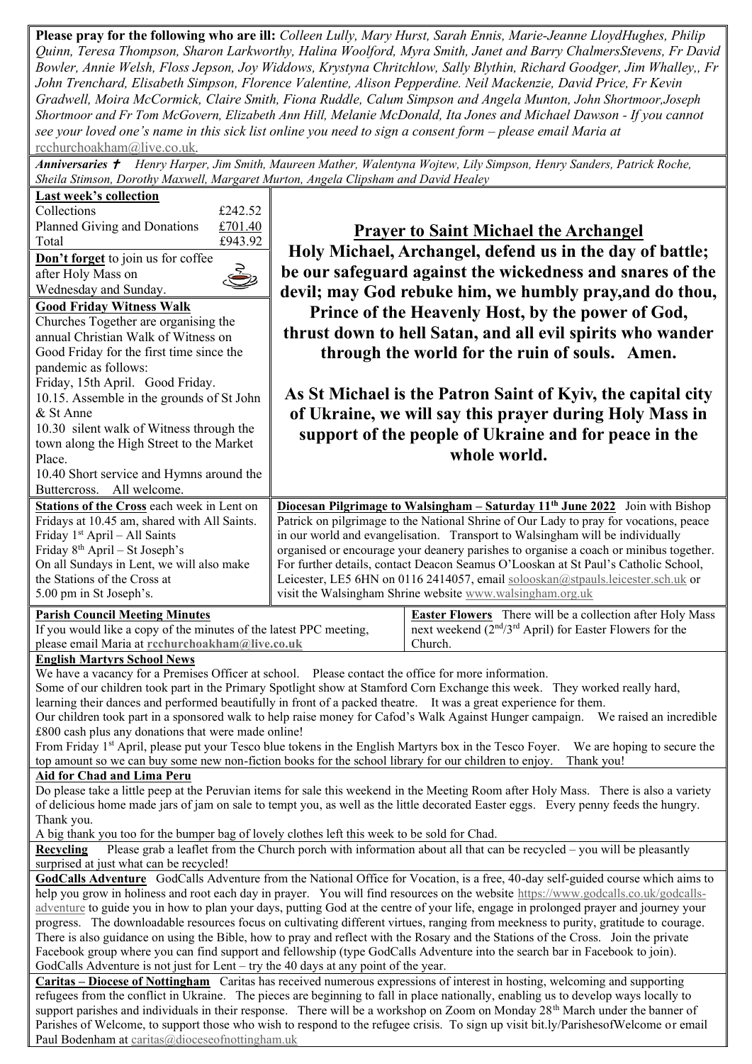**Please pray for the following who are ill:** *Colleen Lully, Mary Hurst, Sarah Ennis, Marie-Jeanne LloydHughes, Philip Quinn, Teresa Thompson, Sharon Larkworthy, Halina Woolford, Myra Smith, Janet and Barry ChalmersStevens, Fr David Bowler, Annie Welsh, Floss Jepson, Joy Widdows, Krystyna Chritchlow, Sally Blythin, Richard Goodger, Jim Whalley,, Fr John Trenchard, Elisabeth Simpson, Florence Valentine, Alison Pepperdine. Neil Mackenzie, David Price, Fr Kevin Gradwell, Moira McCormick, Claire Smith, Fiona Ruddle, Calum Simpson and Angela Munton, John Shortmoor,Joseph Shortmoor and Fr Tom McGovern, Elizabeth Ann Hill, Melanie McDonald, Ita Jones and Michael Dawson - If you cannot see your loved one's name in this sick list online you need to sign a consent form – please email Maria at* rcchurchoakham@live.co.uk.

***Anniversaries ✝*** *Henry Harper, Jim Smith, Maureen Mather, Walentyna Wojtew, Lily Simpson, Henry Sanders, Patrick Roche, Sheila Stimson, Dorothy Maxwell, Margaret Murton, Angela Clipsham and David Healey*

**Last week's collection**

| | |
|---|---|
| Collections | £242.52 |
| Planned Giving and Donations | £701.40 |
| Total | £943.92 |

**Don't forget** to join us for coffee after Holy Mass on Wednesday and Sunday.

**Good Friday Witness Walk**

Churches Together are organising the annual Christian Walk of Witness on Good Friday for the first time since the pandemic as follows:
Friday, 15th April. Good Friday.
10.15. Assemble in the grounds of St John & St Anne
10.30 silent walk of Witness through the town along the High Street to the Market Place.
10.40 Short service and Hymns around the Buttercross. All welcome.

## Prayer to Saint Michael the Archangel

**Holy Michael, Archangel, defend us in the day of battle; be our safeguard against the wickedness and snares of the devil; may God rebuke him, we humbly pray,and do thou, Prince of the Heavenly Host, by the power of God, thrust down to hell Satan, and all evil spirits who wander through the world for the ruin of souls. Amen.**

**As St Michael is the Patron Saint of Kyiv, the capital city of Ukraine, we will say this prayer during Holy Mass in support of the people of Ukraine and for peace in the whole world.**

**Stations of the Cross** each week in Lent on Fridays at 10.45 am, shared with All Saints.
Friday 1st April – All Saints
Friday 8th April – St Joseph's
On all Sundays in Lent, we will also make the Stations of the Cross at 5.00 pm in St Joseph's.

**Diocesan Pilgrimage to Walsingham – Saturday 11th June 2022** Join with Bishop Patrick on pilgrimage to the National Shrine of Our Lady to pray for vocations, peace in our world and evangelisation. Transport to Walsingham will be individually organised or encourage your deanery parishes to organise a coach or minibus together. For further details, contact Deacon Seamus O'Looskan at St Paul's Catholic School, Leicester, LE5 6HN on 0116 2414057, email solooskan@stpauls.leicester.sch.uk or visit the Walsingham Shrine website www.walsingham.org.uk

**Parish Council Meeting Minutes**
If you would like a copy of the minutes of the latest PPC meeting, please email Maria at **rcchurchoakham@live.co.uk**

**Easter Flowers** There will be a collection after Holy Mass next weekend (2nd/3rd April) for Easter Flowers for the Church.

**English Martyrs School News**

We have a vacancy for a Premises Officer at school. Please contact the office for more information.
Some of our children took part in the Primary Spotlight show at Stamford Corn Exchange this week. They worked really hard, learning their dances and performed beautifully in front of a packed theatre. It was a great experience for them.
Our children took part in a sponsored walk to help raise money for Cafod's Walk Against Hunger campaign. We raised an incredible £800 cash plus any donations that were made online!
From Friday 1st April, please put your Tesco blue tokens in the English Martyrs box in the Tesco Foyer. We are hoping to secure the top amount so we can buy some new non-fiction books for the school library for our children to enjoy. Thank you!

**Aid for Chad and Lima Peru**

Do please take a little peep at the Peruvian items for sale this weekend in the Meeting Room after Holy Mass. There is also a variety of delicious home made jars of jam on sale to tempt you, as well as the little decorated Easter eggs. Every penny feeds the hungry. Thank you.
A big thank you too for the bumper bag of lovely clothes left this week to be sold for Chad.

**Recycling** Please grab a leaflet from the Church porch with information about all that can be recycled – you will be pleasantly surprised at just what can be recycled!

**GodCalls Adventure** GodCalls Adventure from the National Office for Vocation, is a free, 40-day self-guided course which aims to help you grow in holiness and root each day in prayer. You will find resources on the website https://www.godcalls.co.uk/godcalls-adventure to guide you in how to plan your days, putting God at the centre of your life, engage in prolonged prayer and journey your progress. The downloadable resources focus on cultivating different virtues, ranging from meekness to purity, gratitude to courage. There is also guidance on using the Bible, how to pray and reflect with the Rosary and the Stations of the Cross. Join the private Facebook group where you can find support and fellowship (type GodCalls Adventure into the search bar in Facebook to join). GodCalls Adventure is not just for Lent – try the 40 days at any point of the year.

**Caritas – Diocese of Nottingham** Caritas has received numerous expressions of interest in hosting, welcoming and supporting refugees from the conflict in Ukraine. The pieces are beginning to fall in place nationally, enabling us to develop ways locally to support parishes and individuals in their response. There will be a workshop on Zoom on Monday 28th March under the banner of Parishes of Welcome, to support those who wish to respond to the refugee crisis. To sign up visit bit.ly/ParishesofWelcome or email Paul Bodenham at caritas@dioceseofnottingham.uk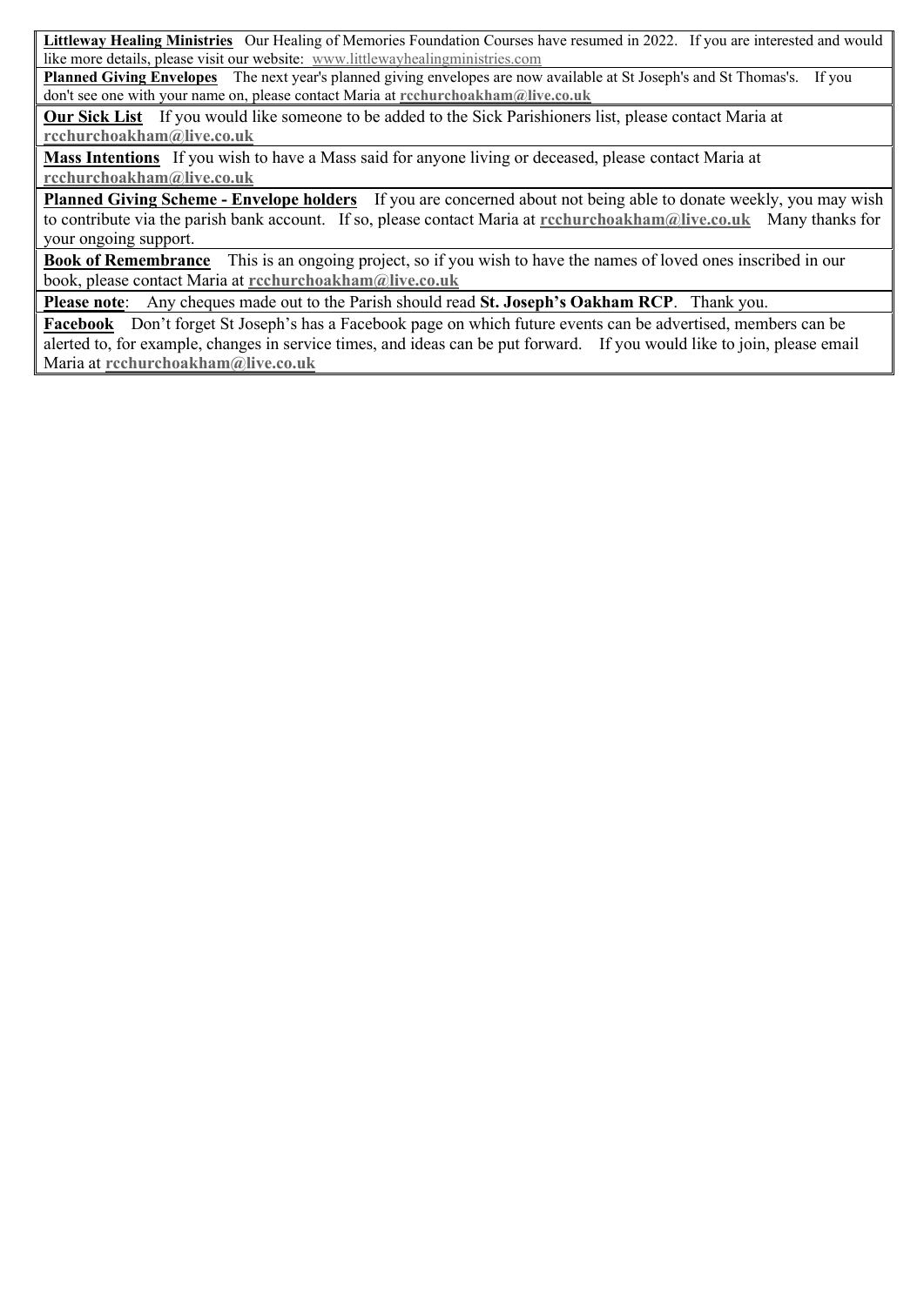**Littleway Healing Ministries** Our Healing of Memories Foundation Courses have resumed in 2022. If you are interested and would like more details, please visit our website: www.littlewayhealingministries.com

**Planned Giving Envelopes** The next year's planned giving envelopes are now available at St Joseph's and St Thomas's. If you don't see one with your name on, please contact Maria at **rcchurchoakham@live.co.uk**

**Our Sick List** If you would like someone to be added to the Sick Parishioners list, please contact Maria at **rcchurchoakham@live.co.uk**

**Mass Intentions** If you wish to have a Mass said for anyone living or deceased, please contact Maria at **rcchurchoakham@live.co.uk**

**Planned Giving Scheme - Envelope holders** If you are concerned about not being able to donate weekly, you may wish to contribute via the parish bank account. If so, please contact Maria at **rcchurchoakham@live.co.uk** Many thanks for your ongoing support.

**Book of Remembrance** This is an ongoing project, so if you wish to have the names of loved ones inscribed in our book, please contact Maria at **rcchurchoakham@live.co.uk**

**Please note**: Any cheques made out to the Parish should read **St. Joseph's Oakham RCP**. Thank you.

**Facebook** Don't forget St Joseph's has a Facebook page on which future events can be advertised, members can be alerted to, for example, changes in service times, and ideas can be put forward. If you would like to join, please email Maria at **rcchurchoakham@live.co.uk**